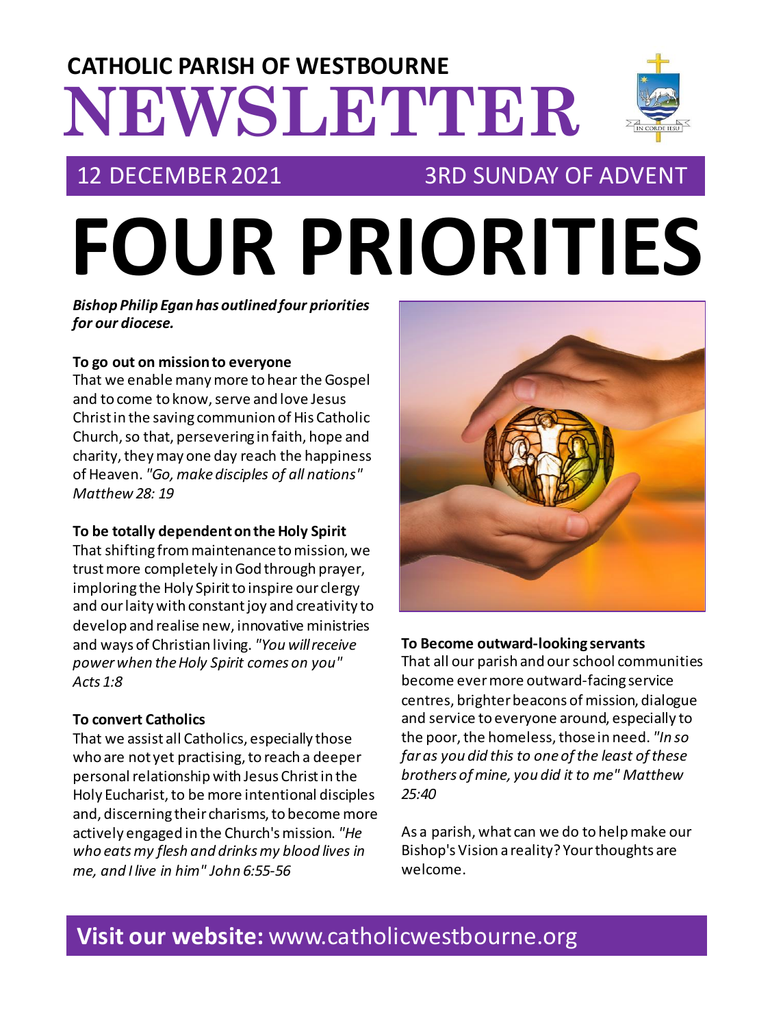# CATHOLIC PARISH OF WESTBOURNE

# NEWSLETTER

12 DECEMBER 2021 — 3RD SUNDAY OF ADVENT

# FOUR PRIORITIES

***Bishop Philip Egan has outlined four priorities for our diocese.***

**To go out on mission to everyone**
That we enable many more to hear the Gospel and to come to know, serve and love Jesus Christ in the saving communion of His Catholic Church, so that, persevering in faith, hope and charity, they may one day reach the happiness of Heaven. *"Go, make disciples of all nations" Matthew 28: 19*

**To be totally dependent on the Holy Spirit**
That shifting from maintenance to mission, we trust more completely in God through prayer, imploring the Holy Spirit to inspire our clergy and our laity with constant joy and creativity to develop and realise new, innovative ministries and ways of Christian living. *"You will receive power when the Holy Spirit comes on you" Acts 1:8*

**To convert Catholics**
That we assist all Catholics, especially those who are not yet practising, to reach a deeper personal relationship with Jesus Christ in the Holy Eucharist, to be more intentional disciples and, discerning their charisms, to become more actively engaged in the Church's mission. *"He who eats my flesh and drinks my blood lives in me, and I live in him" John 6:55-56*

**To Become outward-looking servants**
That all our parish and our school communities become ever more outward-facing service centres, brighter beacons of mission, dialogue and service to everyone around, especially to the poor, the homeless, those in need. *"In so far as you did this to one of the least of these brothers of mine, you did it to me" Matthew 25:40*

As a parish, what can we do to help make our Bishop's Vision a reality? Your thoughts are welcome.

**Visit our website:** www.catholicwestbourne.org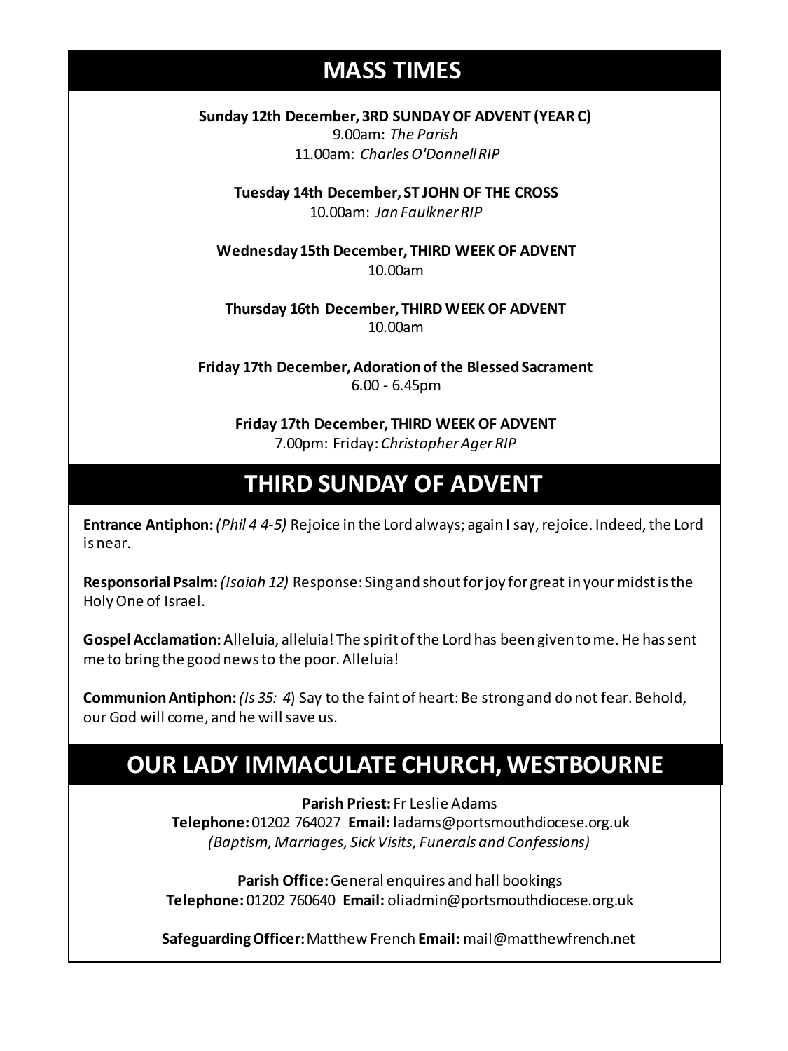## MASS TIMES

**Sunday 12th December, 3RD SUNDAY OF ADVENT (YEAR C)**
9.00am: *The Parish*
11.00am: *Charles O'Donnell RIP*

**Tuesday 14th December, ST JOHN OF THE CROSS**
10.00am: *Jan Faulkner RIP*

**Wednesday 15th December, THIRD WEEK OF ADVENT**
10.00am

**Thursday 16th December, THIRD WEEK OF ADVENT**
10.00am

**Friday 17th December, Adoration of the Blessed Sacrament**
6.00 - 6.45pm

**Friday 17th December, THIRD WEEK OF ADVENT**
7.00pm: Friday: *Christopher Ager RIP*

## THIRD SUNDAY OF ADVENT

**Entrance Antiphon:** *(Phil 4 4-5)* Rejoice in the Lord always; again I say, rejoice. Indeed, the Lord is near.

**Responsorial Psalm:** *(Isaiah 12)* Response: Sing and shout for joy for great in your midst is the Holy One of Israel.

**Gospel Acclamation:** Alleluia, alleluia! The spirit of the Lord has been given to me. He has sent me to bring the good news to the poor. Alleluia!

**Communion Antiphon:** *(Is 35: 4)* Say to the faint of heart: Be strong and do not fear. Behold, our God will come, and he will save us.

## OUR LADY IMMACULATE CHURCH, WESTBOURNE

**Parish Priest:** Fr Leslie Adams
**Telephone:** 01202 764027 **Email:** ladams@portsmouthdiocese.org.uk
*(Baptism, Marriages, Sick Visits, Funerals and Confessions)*

**Parish Office:** General enquires and hall bookings
**Telephone:** 01202 760640 **Email:** oliadmin@portsmouthdiocese.org.uk

**Safeguarding Officer:** Matthew French **Email:** mail@matthewfrench.net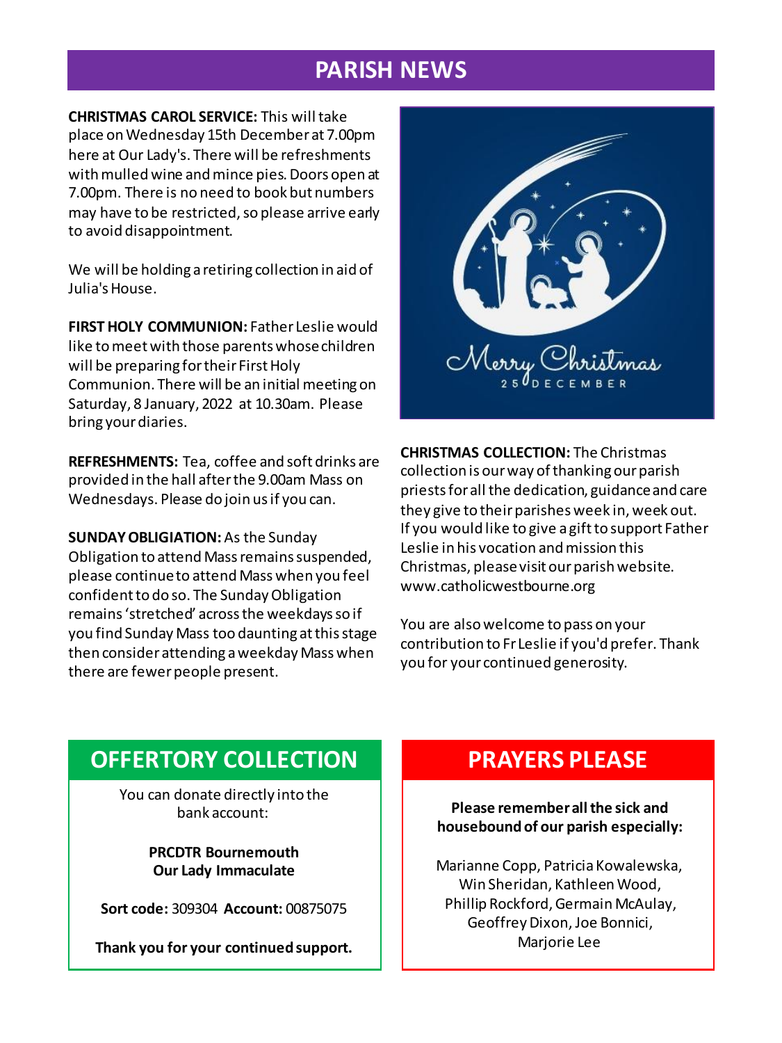# PARISH NEWS

**CHRISTMAS CAROL SERVICE:** This will take place on Wednesday 15th December at 7.00pm here at Our Lady's. There will be refreshments with mulled wine and mince pies. Doors open at 7.00pm. There is no need to book but numbers may have to be restricted, so please arrive early to avoid disappointment.

We will be holding a retiring collection in aid of Julia's House.

**FIRST HOLY COMMUNION:** Father Leslie would like to meet with those parents whose children will be preparing for their First Holy Communion. There will be an initial meeting on Saturday, 8 January, 2022 at 10.30am. Please bring your diaries.

**REFRESHMENTS:** Tea, coffee and soft drinks are provided in the hall after the 9.00am Mass on Wednesdays. Please do join us if you can.

**SUNDAY OBLIGIATION:** As the Sunday Obligation to attend Mass remains suspended, please continue to attend Mass when you feel confident to do so. The Sunday Obligation remains 'stretched' across the weekdays so if you find Sunday Mass too daunting at this stage then consider attending a weekday Mass when there are fewer people present.

Merry Christmas
25 DECEMBER

**CHRISTMAS COLLECTION:** The Christmas collection is our way of thanking our parish priests for all the dedication, guidance and care they give to their parishes week in, week out. If you would like to give a gift to support Father Leslie in his vocation and mission this Christmas, please visit our parish website. www.catholicwestbourne.org

You are also welcome to pass on your contribution to Fr Leslie if you'd prefer. Thank you for your continued generosity.

## OFFERTORY COLLECTION

You can donate directly into the bank account:

**PRCDTR Bournemouth**
**Our Lady Immaculate**

**Sort code:** 309304 **Account:** 00875075

**Thank you for your continued support.**

## PRAYERS PLEASE

**Please remember all the sick and housebound of our parish especially:**

Marianne Copp, Patricia Kowalewska, Win Sheridan, Kathleen Wood, Phillip Rockford, Germain McAulay, Geoffrey Dixon, Joe Bonnici, Marjorie Lee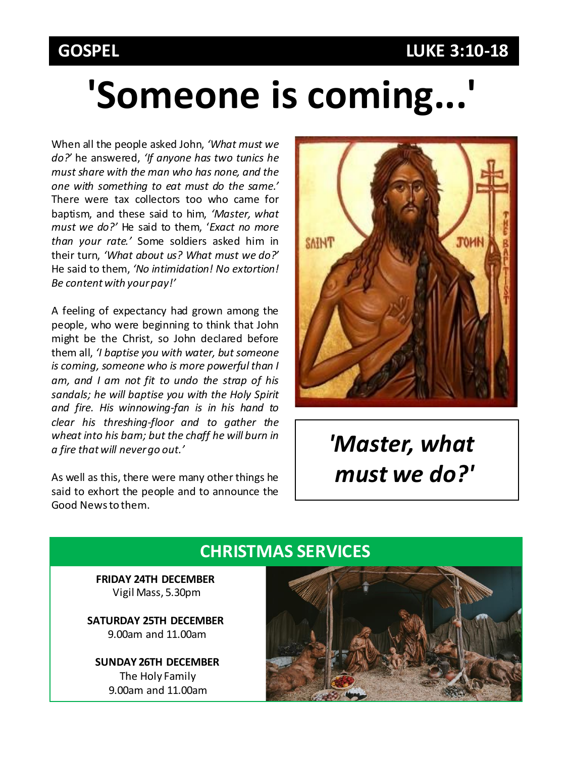**GOSPEL** **LUKE 3:10-18**

# 'Someone is coming...'

When all the people asked John, *'What must we do?'* he answered, *'If anyone has two tunics he must share with the man who has none, and the one with something to eat must do the same.'* There were tax collectors too who came for baptism, and these said to him, *'Master, what must we do?'* He said to them, '*Exact no more than your rate.'* Some soldiers asked him in their turn, *'What about us? What must we do?'* He said to them, *'No intimidation! No extortion! Be content with your pay!'*

A feeling of expectancy had grown among the people, who were beginning to think that John might be the Christ, so John declared before them all, *'I baptise you with water, but someone is coming, someone who is more powerful than I am, and I am not fit to undo the strap of his sandals; he will baptise you with the Holy Spirit and fire. His winnowing-fan is in his hand to clear his threshing-floor and to gather the wheat into his barn; but the chaff he will burn in a fire that will never go out.'*

As well as this, there were many other things he said to exhort the people and to announce the Good News to them.

*'Master, what must we do?'*

## CHRISTMAS SERVICES

**FRIDAY 24TH DECEMBER**
Vigil Mass, 5.30pm

**SATURDAY 25TH DECEMBER**
9.00am and 11.00am

**SUNDAY 26TH DECEMBER**
The Holy Family
9.00am and 11.00am